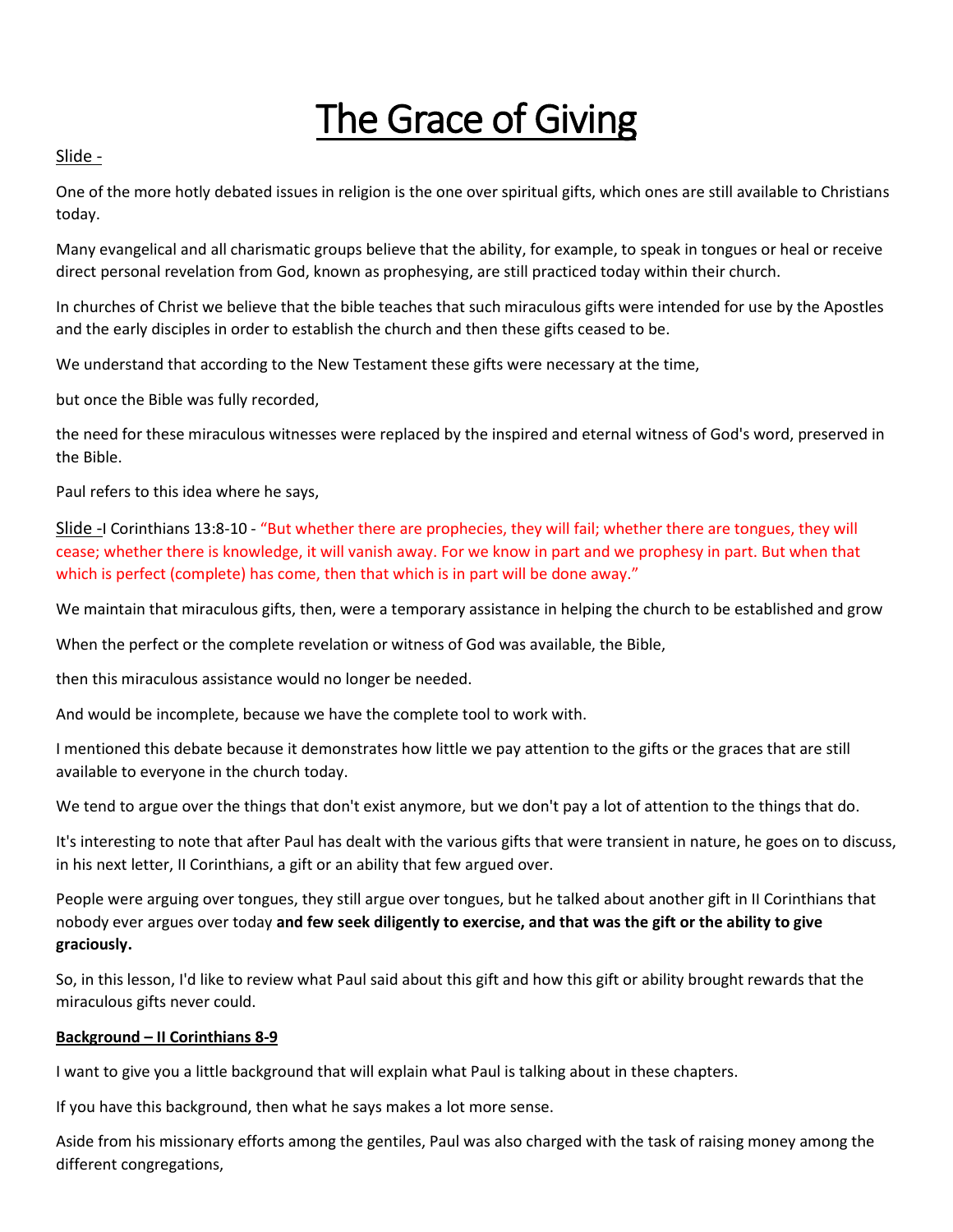# The Grace of Giving

Slide -

One of the more hotly debated issues in religion is the one over spiritual gifts, which ones are still available to Christians today.

Many evangelical and all charismatic groups believe that the ability, for example, to speak in tongues or heal or receive direct personal revelation from God, known as prophesying, are still practiced today within their church.

In churches of Christ we believe that the bible teaches that such miraculous gifts were intended for use by the Apostles and the early disciples in order to establish the church and then these gifts ceased to be.

We understand that according to the New Testament these gifts were necessary at the time,

but once the Bible was fully recorded,

the need for these miraculous witnesses were replaced by the inspired and eternal witness of God's word, preserved in the Bible.

Paul refers to this idea where he says,

Slide -I Corinthians 13:8-10 - "But whether there are prophecies, they will fail; whether there are tongues, they will cease; whether there is knowledge, it will vanish away. For we know in part and we prophesy in part. But when that which is perfect (complete) has come, then that which is in part will be done away."

We maintain that miraculous gifts, then, were a temporary assistance in helping the church to be established and grow

When the perfect or the complete revelation or witness of God was available, the Bible,

then this miraculous assistance would no longer be needed.

And would be incomplete, because we have the complete tool to work with.

I mentioned this debate because it demonstrates how little we pay attention to the gifts or the graces that are still available to everyone in the church today.

We tend to argue over the things that don't exist anymore, but we don't pay a lot of attention to the things that do.

It's interesting to note that after Paul has dealt with the various gifts that were transient in nature, he goes on to discuss, in his next letter, II Corinthians, a gift or an ability that few argued over.

People were arguing over tongues, they still argue over tongues, but he talked about another gift in II Corinthians that nobody ever argues over today **and few seek diligently to exercise, and that was the gift or the ability to give graciously.**

So, in this lesson, I'd like to review what Paul said about this gift and how this gift or ability brought rewards that the miraculous gifts never could.

**Background – II Corinthians 8-9**

I want to give you a little background that will explain what Paul is talking about in these chapters.

If you have this background, then what he says makes a lot more sense.

Aside from his missionary efforts among the gentiles, Paul was also charged with the task of raising money among the different congregations,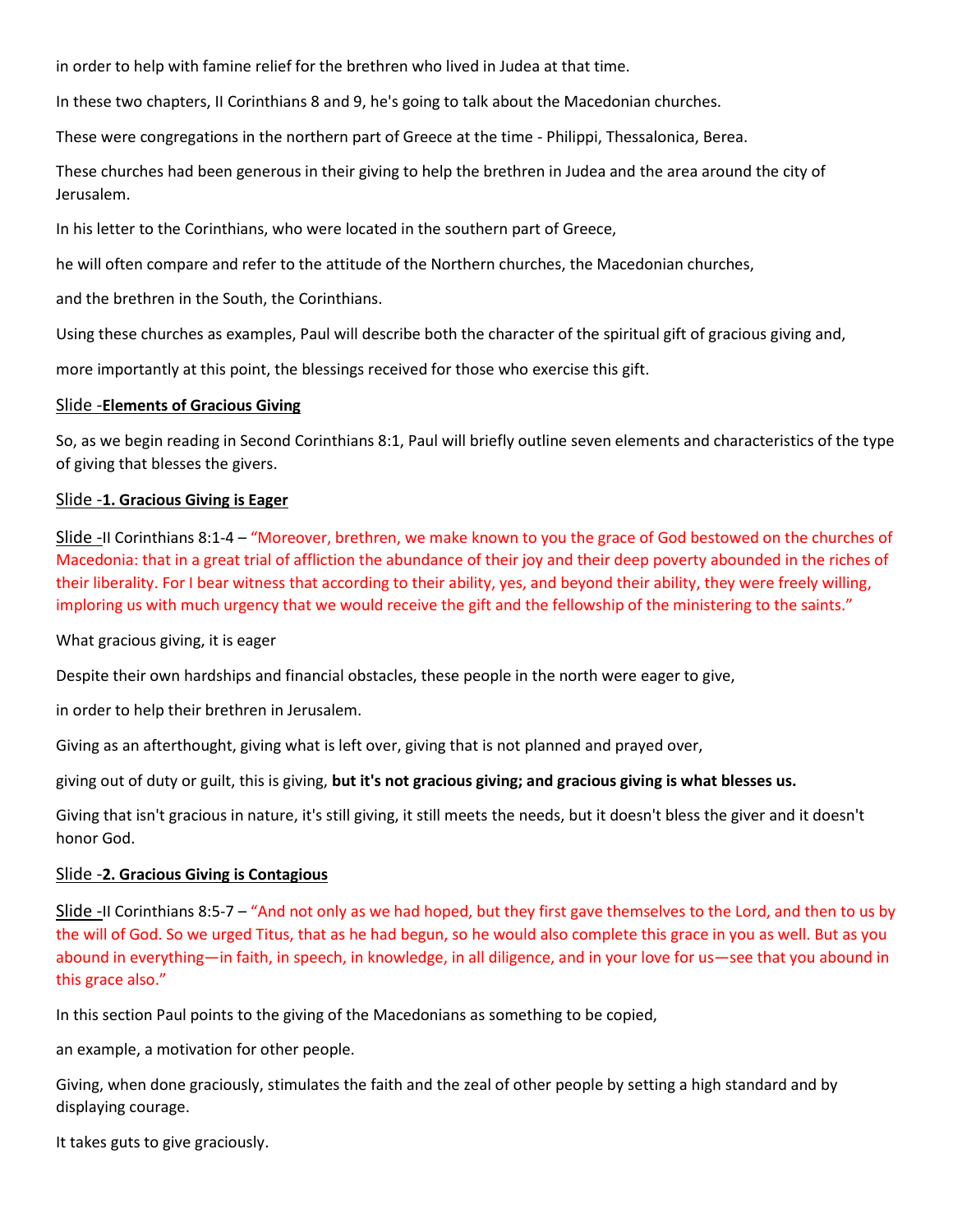in order to help with famine relief for the brethren who lived in Judea at that time.

In these two chapters, II Corinthians 8 and 9, he's going to talk about the Macedonian churches.

These were congregations in the northern part of Greece at the time - Philippi, Thessalonica, Berea.

These churches had been generous in their giving to help the brethren in Judea and the area around the city of Jerusalem.

In his letter to the Corinthians, who were located in the southern part of Greece,

he will often compare and refer to the attitude of the Northern churches, the Macedonian churches,

and the brethren in the South, the Corinthians.

Using these churches as examples, Paul will describe both the character of the spiritual gift of gracious giving and,

more importantly at this point, the blessings received for those who exercise this gift.

Slide -**Elements of Gracious Giving**

So, as we begin reading in Second Corinthians 8:1, Paul will briefly outline seven elements and characteristics of the type of giving that blesses the givers.

Slide -**1. Gracious Giving is Eager**

Slide -II Corinthians 8:1-4 – "Moreover, brethren, we make known to you the grace of God bestowed on the churches of Macedonia: that in a great trial of affliction the abundance of their joy and their deep poverty abounded in the riches of their liberality. For I bear witness that according to their ability, yes, and beyond their ability, they were freely willing, imploring us with much urgency that we would receive the gift and the fellowship of the ministering to the saints."

What gracious giving, it is eager

Despite their own hardships and financial obstacles, these people in the north were eager to give,

in order to help their brethren in Jerusalem.

Giving as an afterthought, giving what is left over, giving that is not planned and prayed over,

giving out of duty or guilt, this is giving, **but it's not gracious giving; and gracious giving is what blesses us.**

Giving that isn't gracious in nature, it's still giving, it still meets the needs, but it doesn't bless the giver and it doesn't honor God.

Slide -**2. Gracious Giving is Contagious**

Slide -II Corinthians 8:5-7 – "And not only as we had hoped, but they first gave themselves to the Lord, and then to us by the will of God. So we urged Titus, that as he had begun, so he would also complete this grace in you as well. But as you abound in everything—in faith, in speech, in knowledge, in all diligence, and in your love for us—see that you abound in this grace also."

In this section Paul points to the giving of the Macedonians as something to be copied,

an example, a motivation for other people.

Giving, when done graciously, stimulates the faith and the zeal of other people by setting a high standard and by displaying courage.

It takes guts to give graciously.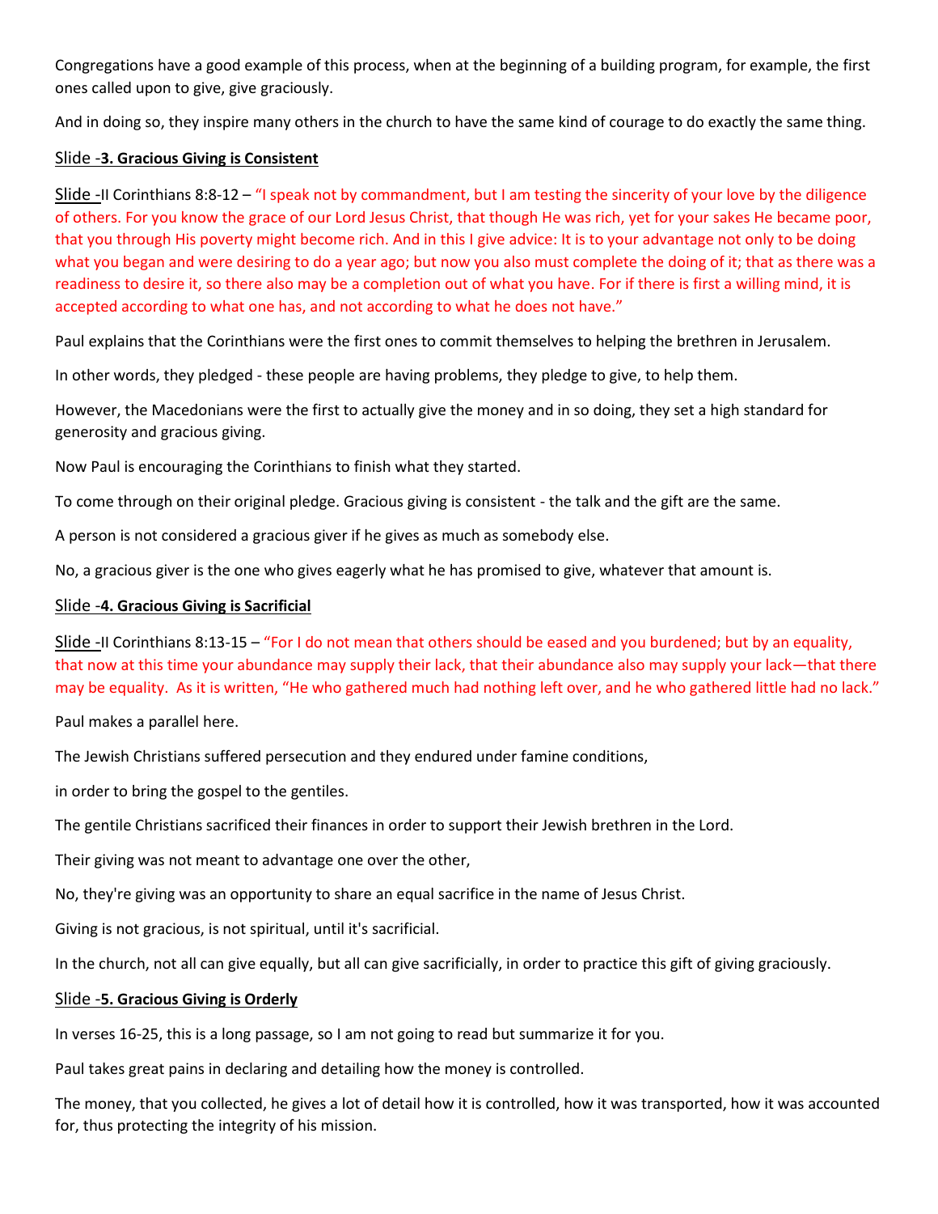Congregations have a good example of this process, when at the beginning of a building program, for example, the first ones called upon to give, give graciously.

And in doing so, they inspire many others in the church to have the same kind of courage to do exactly the same thing.

Slide -**3. Gracious Giving is Consistent**

Slide -II Corinthians 8:8-12 – "I speak not by commandment, but I am testing the sincerity of your love by the diligence of others. For you know the grace of our Lord Jesus Christ, that though He was rich, yet for your sakes He became poor, that you through His poverty might become rich. And in this I give advice: It is to your advantage not only to be doing what you began and were desiring to do a year ago; but now you also must complete the doing of it; that as there was a readiness to desire it, so there also may be a completion out of what you have. For if there is first a willing mind, it is accepted according to what one has, and not according to what he does not have."

Paul explains that the Corinthians were the first ones to commit themselves to helping the brethren in Jerusalem.

In other words, they pledged - these people are having problems, they pledge to give, to help them.

However, the Macedonians were the first to actually give the money and in so doing, they set a high standard for generosity and gracious giving.

Now Paul is encouraging the Corinthians to finish what they started.

To come through on their original pledge. Gracious giving is consistent - the talk and the gift are the same.

A person is not considered a gracious giver if he gives as much as somebody else.

No, a gracious giver is the one who gives eagerly what he has promised to give, whatever that amount is.

Slide -**4. Gracious Giving is Sacrificial**

Slide -II Corinthians 8:13-15 – "For I do not mean that others should be eased and you burdened; but by an equality, that now at this time your abundance may supply their lack, that their abundance also may supply your lack—that there may be equality. As it is written, "He who gathered much had nothing left over, and he who gathered little had no lack."

Paul makes a parallel here.

The Jewish Christians suffered persecution and they endured under famine conditions,

in order to bring the gospel to the gentiles.

The gentile Christians sacrificed their finances in order to support their Jewish brethren in the Lord.

Their giving was not meant to advantage one over the other,

No, they're giving was an opportunity to share an equal sacrifice in the name of Jesus Christ.

Giving is not gracious, is not spiritual, until it's sacrificial.

In the church, not all can give equally, but all can give sacrificially, in order to practice this gift of giving graciously.

Slide -**5. Gracious Giving is Orderly**

In verses 16-25, this is a long passage, so I am not going to read but summarize it for you.

Paul takes great pains in declaring and detailing how the money is controlled.

The money, that you collected, he gives a lot of detail how it is controlled, how it was transported, how it was accounted for, thus protecting the integrity of his mission.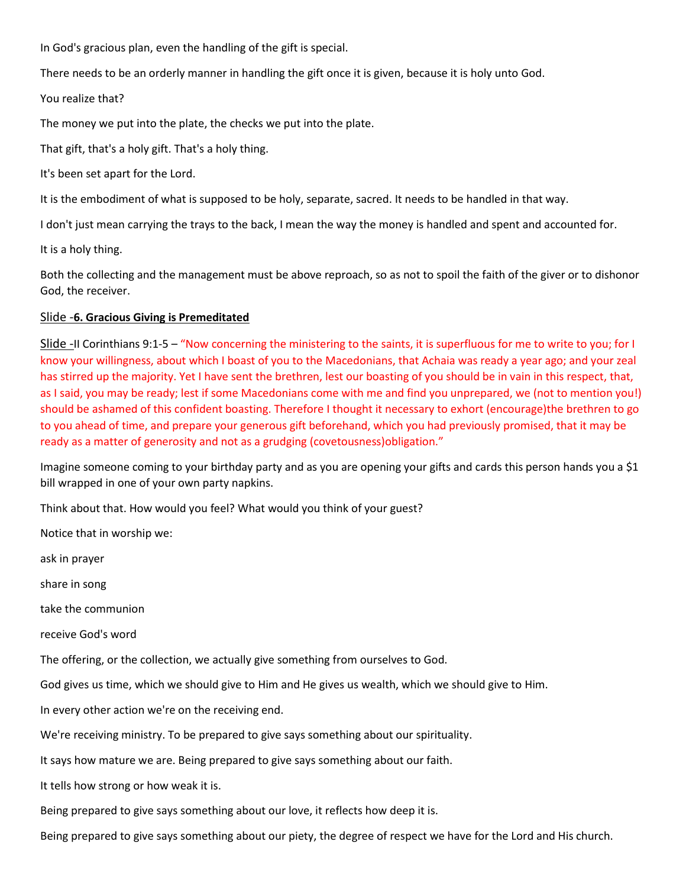In God's gracious plan, even the handling of the gift is special.

There needs to be an orderly manner in handling the gift once it is given, because it is holy unto God.

You realize that?

The money we put into the plate, the checks we put into the plate.

That gift, that's a holy gift. That's a holy thing.

It's been set apart for the Lord.

It is the embodiment of what is supposed to be holy, separate, sacred. It needs to be handled in that way.

I don't just mean carrying the trays to the back, I mean the way the money is handled and spent and accounted for.

It is a holy thing.

Both the collecting and the management must be above reproach, so as not to spoil the faith of the giver or to dishonor God, the receiver.

Slide -**6. Gracious Giving is Premeditated**

Slide -II Corinthians 9:1-5 – "Now concerning the ministering to the saints, it is superfluous for me to write to you; for I know your willingness, about which I boast of you to the Macedonians, that Achaia was ready a year ago; and your zeal has stirred up the majority. Yet I have sent the brethren, lest our boasting of you should be in vain in this respect, that, as I said, you may be ready; lest if some Macedonians come with me and find you unprepared, we (not to mention you!) should be ashamed of this confident boasting. Therefore I thought it necessary to exhort (encourage)the brethren to go to you ahead of time, and prepare your generous gift beforehand, which you had previously promised, that it may be ready as a matter of generosity and not as a grudging (covetousness)obligation."

Imagine someone coming to your birthday party and as you are opening your gifts and cards this person hands you a $1 bill wrapped in one of your own party napkins.

Think about that. How would you feel? What would you think of your guest?

Notice that in worship we:

ask in prayer

share in song

take the communion

receive God's word

The offering, or the collection, we actually give something from ourselves to God.

God gives us time, which we should give to Him and He gives us wealth, which we should give to Him.

In every other action we're on the receiving end.

We're receiving ministry. To be prepared to give says something about our spirituality.

It says how mature we are. Being prepared to give says something about our faith.

It tells how strong or how weak it is.

Being prepared to give says something about our love, it reflects how deep it is.

Being prepared to give says something about our piety, the degree of respect we have for the Lord and His church.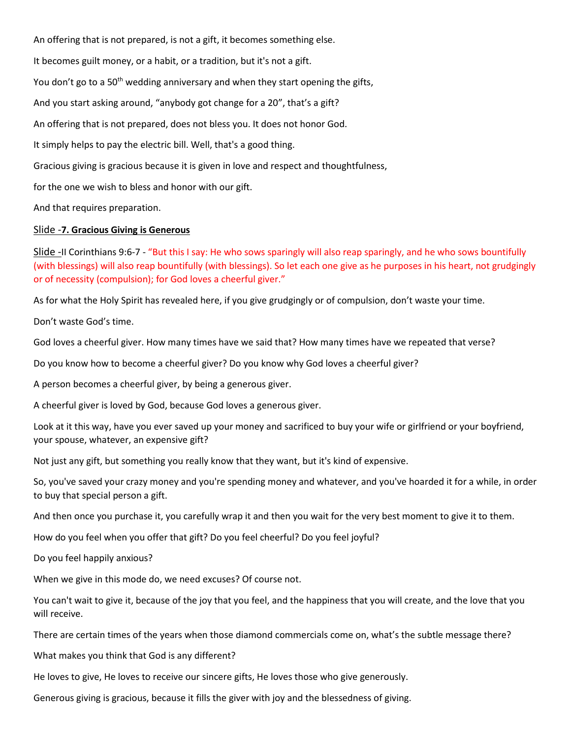An offering that is not prepared, is not a gift, it becomes something else.

It becomes guilt money, or a habit, or a tradition, but it's not a gift.

You don't go to a 50th wedding anniversary and when they start opening the gifts,

And you start asking around, "anybody got change for a 20", that's a gift?

An offering that is not prepared, does not bless you. It does not honor God.

It simply helps to pay the electric bill. Well, that's a good thing.

Gracious giving is gracious because it is given in love and respect and thoughtfulness,

for the one we wish to bless and honor with our gift.

And that requires preparation.

Slide -**7. Gracious Giving is Generous**

Slide -II Corinthians 9:6-7 - "But this I say: He who sows sparingly will also reap sparingly, and he who sows bountifully (with blessings) will also reap bountifully (with blessings). So let each one give as he purposes in his heart, not grudgingly or of necessity (compulsion); for God loves a cheerful giver."

As for what the Holy Spirit has revealed here, if you give grudgingly or of compulsion, don't waste your time.

Don't waste God's time.

God loves a cheerful giver. How many times have we said that? How many times have we repeated that verse?

Do you know how to become a cheerful giver? Do you know why God loves a cheerful giver?

A person becomes a cheerful giver, by being a generous giver.

A cheerful giver is loved by God, because God loves a generous giver.

Look at it this way, have you ever saved up your money and sacrificed to buy your wife or girlfriend or your boyfriend, your spouse, whatever, an expensive gift?

Not just any gift, but something you really know that they want, but it's kind of expensive.

So, you've saved your crazy money and you're spending money and whatever, and you've hoarded it for a while, in order to buy that special person a gift.

And then once you purchase it, you carefully wrap it and then you wait for the very best moment to give it to them.

How do you feel when you offer that gift? Do you feel cheerful? Do you feel joyful?

Do you feel happily anxious?

When we give in this mode do, we need excuses? Of course not.

You can't wait to give it, because of the joy that you feel, and the happiness that you will create, and the love that you will receive.

There are certain times of the years when those diamond commercials come on, what's the subtle message there?

What makes you think that God is any different?

He loves to give, He loves to receive our sincere gifts, He loves those who give generously.

Generous giving is gracious, because it fills the giver with joy and the blessedness of giving.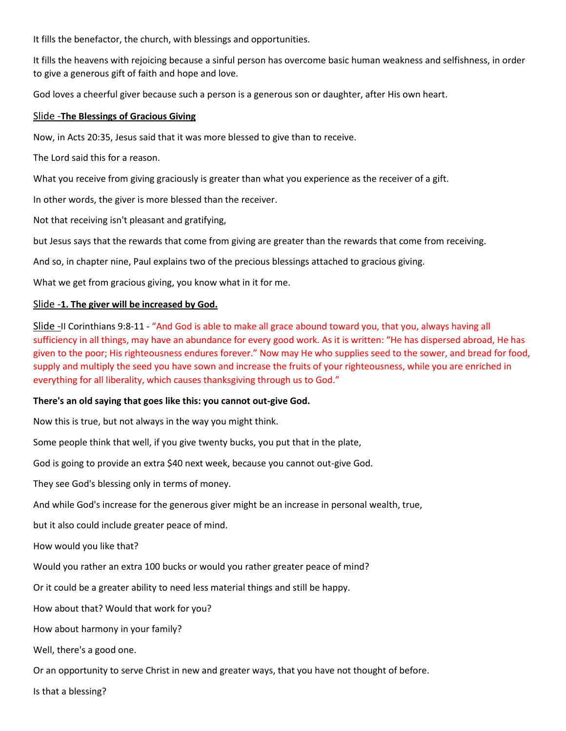It fills the benefactor, the church, with blessings and opportunities.

It fills the heavens with rejoicing because a sinful person has overcome basic human weakness and selfishness, in order to give a generous gift of faith and hope and love.

God loves a cheerful giver because such a person is a generous son or daughter, after His own heart.

Slide -**The Blessings of Gracious Giving**

Now, in Acts 20:35, Jesus said that it was more blessed to give than to receive.

The Lord said this for a reason.

What you receive from giving graciously is greater than what you experience as the receiver of a gift.

In other words, the giver is more blessed than the receiver.

Not that receiving isn't pleasant and gratifying,

but Jesus says that the rewards that come from giving are greater than the rewards that come from receiving.

And so, in chapter nine, Paul explains two of the precious blessings attached to gracious giving.

What we get from gracious giving, you know what in it for me.

Slide -**1. The giver will be increased by God.**

Slide -II Corinthians 9:8-11 - "And God is able to make all grace abound toward you, that you, always having all sufficiency in all things, may have an abundance for every good work. As it is written: "He has dispersed abroad, He has given to the poor; His righteousness endures forever." Now may He who supplies seed to the sower, and bread for food, supply and multiply the seed you have sown and increase the fruits of your righteousness, while you are enriched in everything for all liberality, which causes thanksgiving through us to God."

**There's an old saying that goes like this: you cannot out-give God.**

Now this is true, but not always in the way you might think.

Some people think that well, if you give twenty bucks, you put that in the plate,

God is going to provide an extra $40 next week, because you cannot out-give God.

They see God's blessing only in terms of money.

And while God's increase for the generous giver might be an increase in personal wealth, true,

but it also could include greater peace of mind.

How would you like that?

Would you rather an extra 100 bucks or would you rather greater peace of mind?

Or it could be a greater ability to need less material things and still be happy.

How about that? Would that work for you?

How about harmony in your family?

Well, there's a good one.

Or an opportunity to serve Christ in new and greater ways, that you have not thought of before.

Is that a blessing?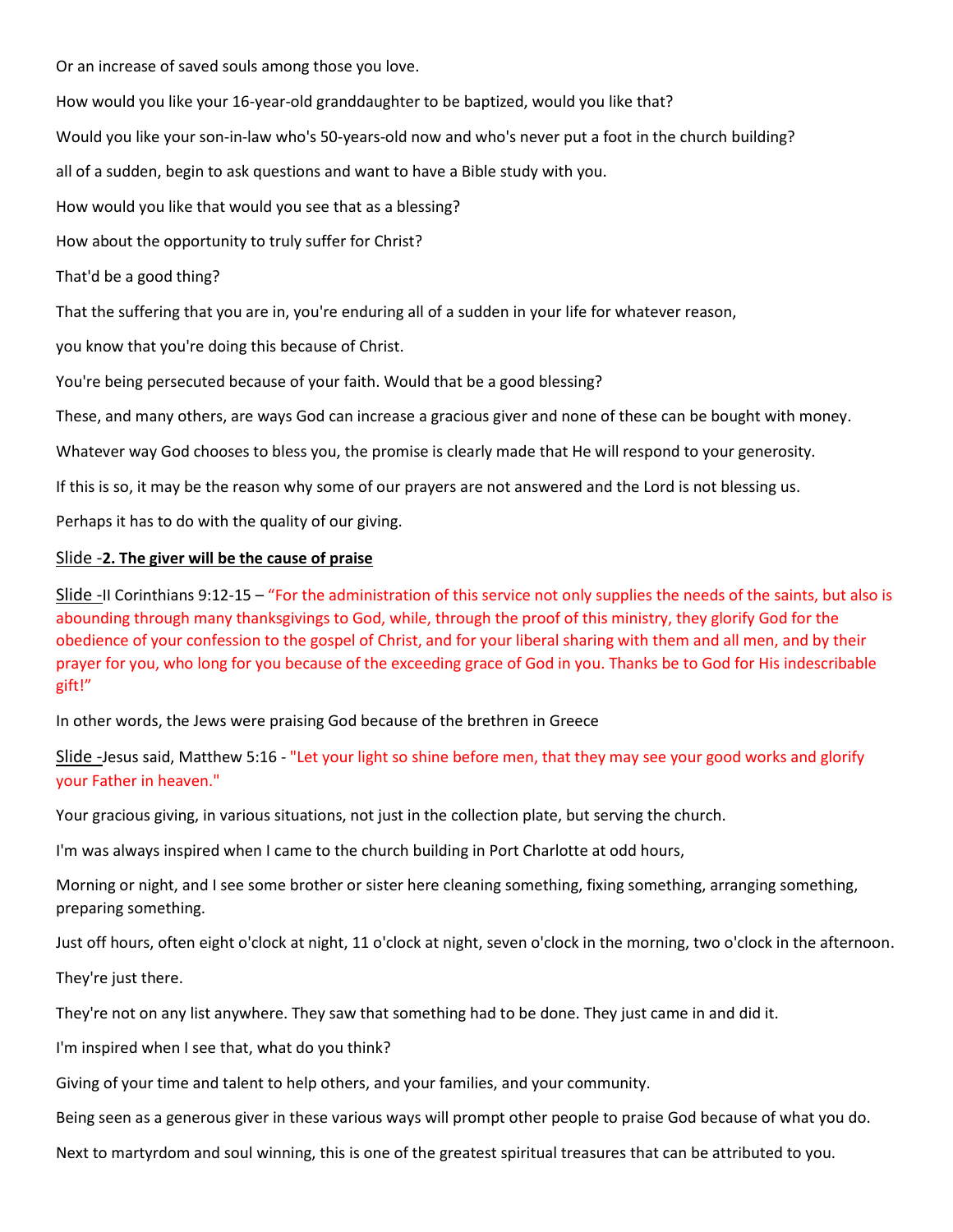Or an increase of saved souls among those you love.

How would you like your 16-year-old granddaughter to be baptized, would you like that?

Would you like your son-in-law who's 50-years-old now and who's never put a foot in the church building?

all of a sudden, begin to ask questions and want to have a Bible study with you.

How would you like that would you see that as a blessing?

How about the opportunity to truly suffer for Christ?

That'd be a good thing?

That the suffering that you are in, you're enduring all of a sudden in your life for whatever reason,

you know that you're doing this because of Christ.

You're being persecuted because of your faith. Would that be a good blessing?

These, and many others, are ways God can increase a gracious giver and none of these can be bought with money.

Whatever way God chooses to bless you, the promise is clearly made that He will respond to your generosity.

If this is so, it may be the reason why some of our prayers are not answered and the Lord is not blessing us.

Perhaps it has to do with the quality of our giving.

Slide -**2. The giver will be the cause of praise**

Slide -II Corinthians 9:12-15 – "For the administration of this service not only supplies the needs of the saints, but also is abounding through many thanksgivings to God, while, through the proof of this ministry, they glorify God for the obedience of your confession to the gospel of Christ, and for your liberal sharing with them and all men, and by their prayer for you, who long for you because of the exceeding grace of God in you. Thanks be to God for His indescribable gift!"

In other words, the Jews were praising God because of the brethren in Greece

Slide -Jesus said, Matthew 5:16 - "Let your light so shine before men, that they may see your good works and glorify your Father in heaven."

Your gracious giving, in various situations, not just in the collection plate, but serving the church.

I'm was always inspired when I came to the church building in Port Charlotte at odd hours,

Morning or night, and I see some brother or sister here cleaning something, fixing something, arranging something, preparing something.

Just off hours, often eight o'clock at night, 11 o'clock at night, seven o'clock in the morning, two o'clock in the afternoon.

They're just there.

They're not on any list anywhere. They saw that something had to be done. They just came in and did it.

I'm inspired when I see that, what do you think?

Giving of your time and talent to help others, and your families, and your community.

Being seen as a generous giver in these various ways will prompt other people to praise God because of what you do.

Next to martyrdom and soul winning, this is one of the greatest spiritual treasures that can be attributed to you.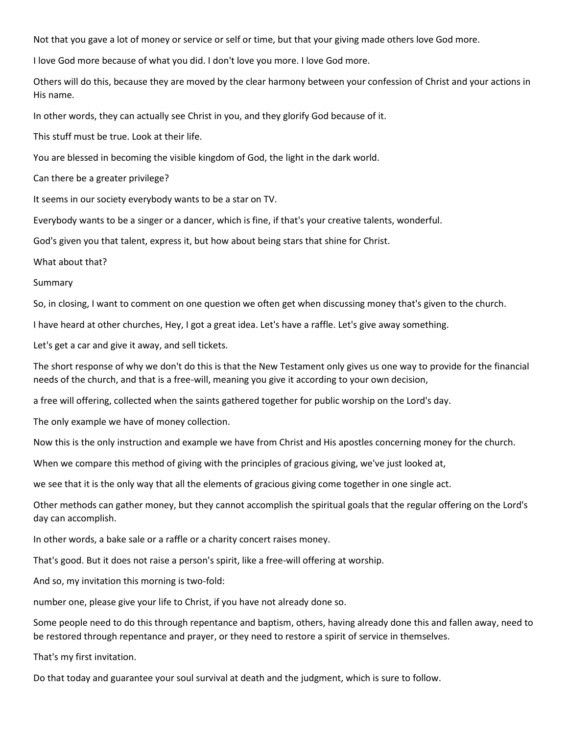Not that you gave a lot of money or service or self or time, but that your giving made others love God more.

I love God more because of what you did. I don't love you more. I love God more.

Others will do this, because they are moved by the clear harmony between your confession of Christ and your actions in His name.

In other words, they can actually see Christ in you, and they glorify God because of it.

This stuff must be true. Look at their life.

You are blessed in becoming the visible kingdom of God, the light in the dark world.

Can there be a greater privilege?

It seems in our society everybody wants to be a star on TV.

Everybody wants to be a singer or a dancer, which is fine, if that's your creative talents, wonderful.

God's given you that talent, express it, but how about being stars that shine for Christ.

What about that?

## Summary

So, in closing, I want to comment on one question we often get when discussing money that's given to the church.

I have heard at other churches, Hey, I got a great idea. Let's have a raffle. Let's give away something.

Let's get a car and give it away, and sell tickets.

The short response of why we don't do this is that the New Testament only gives us one way to provide for the financial needs of the church, and that is a free-will, meaning you give it according to your own decision,

a free will offering, collected when the saints gathered together for public worship on the Lord's day.

The only example we have of money collection.

Now this is the only instruction and example we have from Christ and His apostles concerning money for the church.

When we compare this method of giving with the principles of gracious giving, we've just looked at,

we see that it is the only way that all the elements of gracious giving come together in one single act.

Other methods can gather money, but they cannot accomplish the spiritual goals that the regular offering on the Lord's day can accomplish.

In other words, a bake sale or a raffle or a charity concert raises money.

That's good. But it does not raise a person's spirit, like a free-will offering at worship.

And so, my invitation this morning is two-fold:

number one, please give your life to Christ, if you have not already done so.

Some people need to do this through repentance and baptism, others, having already done this and fallen away, need to be restored through repentance and prayer, or they need to restore a spirit of service in themselves.

That's my first invitation.

Do that today and guarantee your soul survival at death and the judgment, which is sure to follow.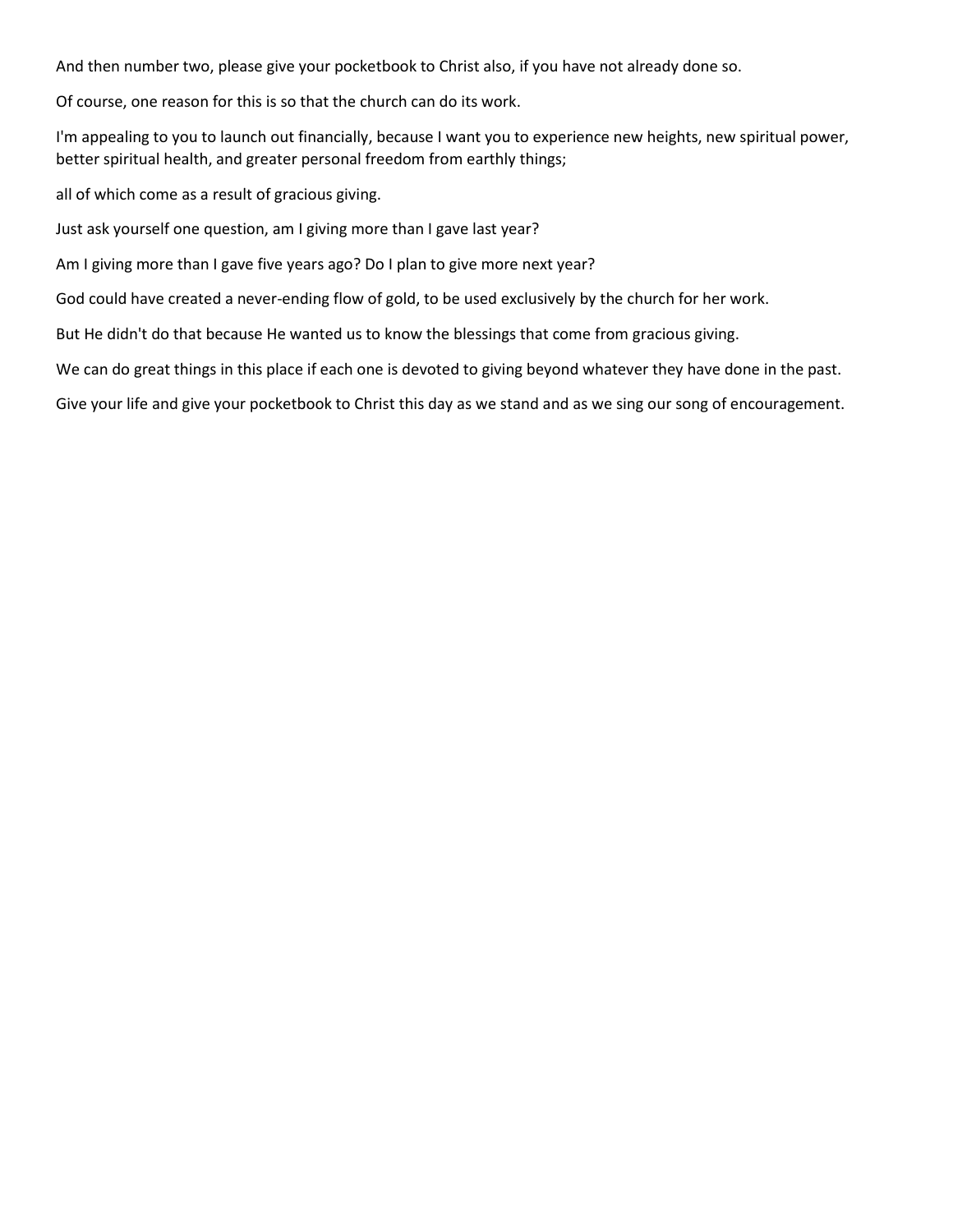And then number two, please give your pocketbook to Christ also, if you have not already done so.

Of course, one reason for this is so that the church can do its work.

I'm appealing to you to launch out financially, because I want you to experience new heights, new spiritual power, better spiritual health, and greater personal freedom from earthly things;

all of which come as a result of gracious giving.

Just ask yourself one question, am I giving more than I gave last year?

Am I giving more than I gave five years ago? Do I plan to give more next year?

God could have created a never-ending flow of gold, to be used exclusively by the church for her work.

But He didn't do that because He wanted us to know the blessings that come from gracious giving.

We can do great things in this place if each one is devoted to giving beyond whatever they have done in the past.

Give your life and give your pocketbook to Christ this day as we stand and as we sing our song of encouragement.